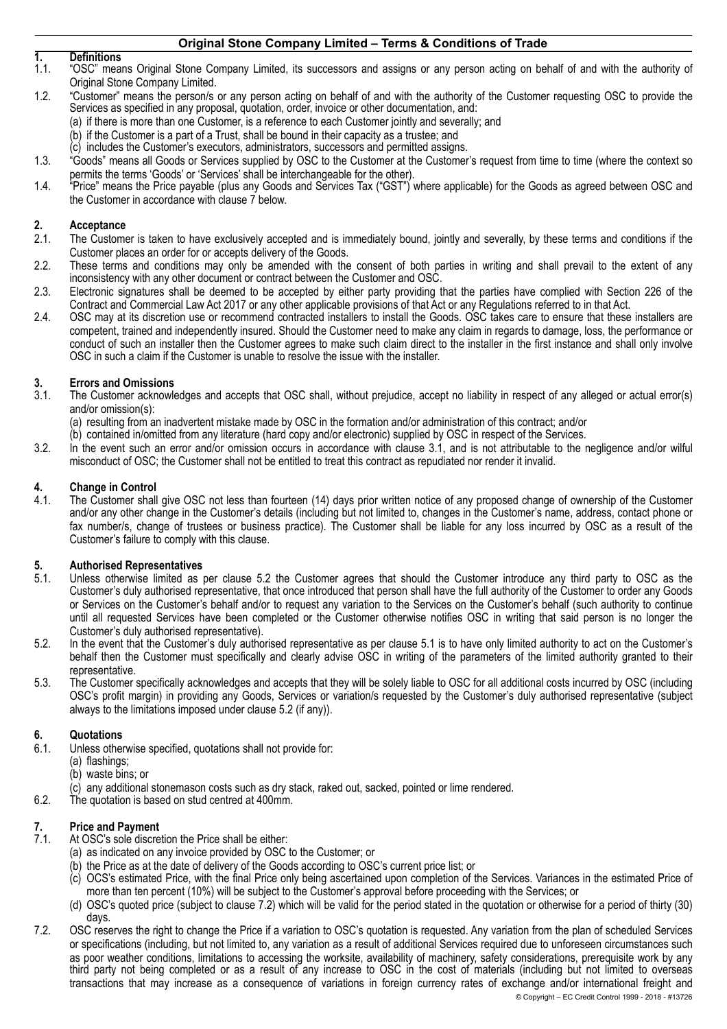# Original Stone Company Limited – Terms & Conditions of Trade

## 1. Definitions

1.1. "OSC" means Original Stone Company Limited, its successors and assigns or any person acting on behalf of and with the authority of Original Stone Company Limited.

1.2. "Customer" means the person/s or any person acting on behalf of and with the authority of the Customer requesting OSC to provide the Services as specified in any proposal, quotation, order, invoice or other documentation, and:
   (a) if there is more than one Customer, is a reference to each Customer jointly and severally; and
   (b) if the Customer is a part of a Trust, shall be bound in their capacity as a trustee; and
   (c) includes the Customer's executors, administrators, successors and permitted assigns.

1.3. "Goods" means all Goods or Services supplied by OSC to the Customer at the Customer's request from time to time (where the context so permits the terms 'Goods' or 'Services' shall be interchangeable for the other).

1.4. "Price" means the Price payable (plus any Goods and Services Tax ("GST") where applicable) for the Goods as agreed between OSC and the Customer in accordance with clause 7 below.

## 2. Acceptance

2.1. The Customer is taken to have exclusively accepted and is immediately bound, jointly and severally, by these terms and conditions if the Customer places an order for or accepts delivery of the Goods.

2.2. These terms and conditions may only be amended with the consent of both parties in writing and shall prevail to the extent of any inconsistency with any other document or contract between the Customer and OSC.

2.3. Electronic signatures shall be deemed to be accepted by either party providing that the parties have complied with Section 226 of the Contract and Commercial Law Act 2017 or any other applicable provisions of that Act or any Regulations referred to in that Act.

2.4. OSC may at its discretion use or recommend contracted installers to install the Goods. OSC takes care to ensure that these installers are competent, trained and independently insured. Should the Customer need to make any claim in regards to damage, loss, the performance or conduct of such an installer then the Customer agrees to make such claim direct to the installer in the first instance and shall only involve OSC in such a claim if the Customer is unable to resolve the issue with the installer.

## 3. Errors and Omissions

3.1. The Customer acknowledges and accepts that OSC shall, without prejudice, accept no liability in respect of any alleged or actual error(s) and/or omission(s):
   (a) resulting from an inadvertent mistake made by OSC in the formation and/or administration of this contract; and/or
   (b) contained in/omitted from any literature (hard copy and/or electronic) supplied by OSC in respect of the Services.

3.2. In the event such an error and/or omission occurs in accordance with clause 3.1, and is not attributable to the negligence and/or wilful misconduct of OSC; the Customer shall not be entitled to treat this contract as repudiated nor render it invalid.

## 4. Change in Control

4.1. The Customer shall give OSC not less than fourteen (14) days prior written notice of any proposed change of ownership of the Customer and/or any other change in the Customer's details (including but not limited to, changes in the Customer's name, address, contact phone or fax number/s, change of trustees or business practice). The Customer shall be liable for any loss incurred by OSC as a result of the Customer's failure to comply with this clause.

## 5. Authorised Representatives

5.1. Unless otherwise limited as per clause 5.2 the Customer agrees that should the Customer introduce any third party to OSC as the Customer's duly authorised representative, that once introduced that person shall have the full authority of the Customer to order any Goods or Services on the Customer's behalf and/or to request any variation to the Services on the Customer's behalf (such authority to continue until all requested Services have been completed or the Customer otherwise notifies OSC in writing that said person is no longer the Customer's duly authorised representative).

5.2. In the event that the Customer's duly authorised representative as per clause 5.1 is to have only limited authority to act on the Customer's behalf then the Customer must specifically and clearly advise OSC in writing of the parameters of the limited authority granted to their representative.

5.3. The Customer specifically acknowledges and accepts that they will be solely liable to OSC for all additional costs incurred by OSC (including OSC's profit margin) in providing any Goods, Services or variation/s requested by the Customer's duly authorised representative (subject always to the limitations imposed under clause 5.2 (if any)).

## 6. Quotations

6.1. Unless otherwise specified, quotations shall not provide for:
   (a) flashings;
   (b) waste bins; or
   (c) any additional stonemason costs such as dry stack, raked out, sacked, pointed or lime rendered.

6.2. The quotation is based on stud centred at 400mm.

## 7. Price and Payment

7.1. At OSC's sole discretion the Price shall be either:
   (a) as indicated on any invoice provided by OSC to the Customer; or
   (b) the Price as at the date of delivery of the Goods according to OSC's current price list; or
   (c) OCS's estimated Price, with the final Price only being ascertained upon completion of the Services. Variances in the estimated Price of more than ten percent (10%) will be subject to the Customer's approval before proceeding with the Services; or
   (d) OSC's quoted price (subject to clause 7.2) which will be valid for the period stated in the quotation or otherwise for a period of thirty (30) days.

7.2. OSC reserves the right to change the Price if a variation to OSC's quotation is requested. Any variation from the plan of scheduled Services or specifications (including, but not limited to, any variation as a result of additional Services required due to unforeseen circumstances such as poor weather conditions, limitations to accessing the worksite, availability of machinery, safety considerations, prerequisite work by any third party not being completed or as a result of any increase to OSC in the cost of materials (including but not limited to overseas transactions that may increase as a consequence of variations in foreign currency rates of exchange and/or international freight and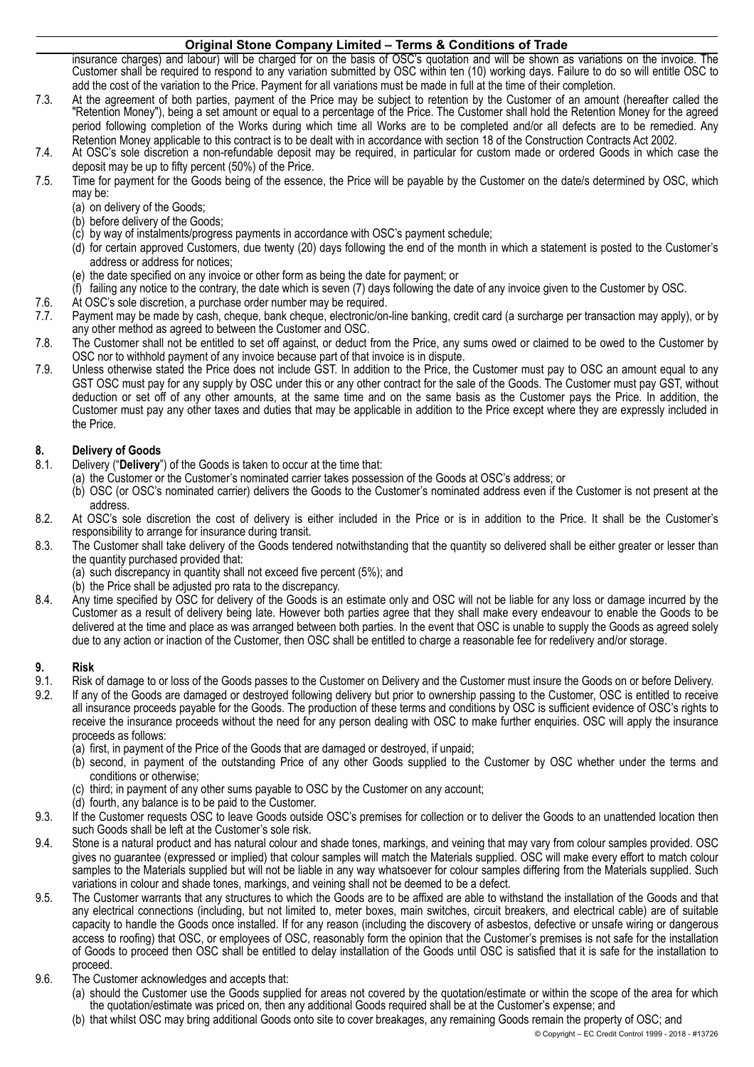insurance charges) and labour) will be charged for on the basis of OSC's quotation and will be shown as variations on the invoice. The Customer shall be required to respond to any variation submitted by OSC within ten (10) working days. Failure to do so will entitle OSC to add the cost of the variation to the Price. Payment for all variations must be made in full at the time of their completion.

7.3. At the agreement of both parties, payment of the Price may be subject to retention by the Customer of an amount (hereafter called the "Retention Money"), being a set amount or equal to a percentage of the Price. The Customer shall hold the Retention Money for the agreed period following completion of the Works during which time all Works are to be completed and/or all defects are to be remedied. Any Retention Money applicable to this contract is to be dealt with in accordance with section 18 of the Construction Contracts Act 2002.

7.4. At OSC's sole discretion a non-refundable deposit may be required, in particular for custom made or ordered Goods in which case the deposit may be up to fifty percent (50%) of the Price.

7.5. Time for payment for the Goods being of the essence, the Price will be payable by the Customer on the date/s determined by OSC, which may be:
(a) on delivery of the Goods;
(b) before delivery of the Goods;
(c) by way of instalments/progress payments in accordance with OSC's payment schedule;
(d) for certain approved Customers, due twenty (20) days following the end of the month in which a statement is posted to the Customer's address or address for notices;
(e) the date specified on any invoice or other form as being the date for payment; or
(f) failing any notice to the contrary, the date which is seven (7) days following the date of any invoice given to the Customer by OSC.

7.6. At OSC's sole discretion, a purchase order number may be required.

7.7. Payment may be made by cash, cheque, bank cheque, electronic/on-line banking, credit card (a surcharge per transaction may apply), or by any other method as agreed to between the Customer and OSC.

7.8. The Customer shall not be entitled to set off against, or deduct from the Price, any sums owed or claimed to be owed to the Customer by OSC nor to withhold payment of any invoice because part of that invoice is in dispute.

7.9. Unless otherwise stated the Price does not include GST. In addition to the Price, the Customer must pay to OSC an amount equal to any GST OSC must pay for any supply by OSC under this or any other contract for the sale of the Goods. The Customer must pay GST, without deduction or set off of any other amounts, at the same time and on the same basis as the Customer pays the Price. In addition, the Customer must pay any other taxes and duties that may be applicable in addition to the Price except where they are expressly included in the Price.

## 8. Delivery of Goods

8.1. Delivery ("**Delivery**") of the Goods is taken to occur at the time that:
(a) the Customer or the Customer's nominated carrier takes possession of the Goods at OSC's address; or
(b) OSC (or OSC's nominated carrier) delivers the Goods to the Customer's nominated address even if the Customer is not present at the address.

8.2. At OSC's sole discretion the cost of delivery is either included in the Price or is in addition to the Price. It shall be the Customer's responsibility to arrange for insurance during transit.

8.3. The Customer shall take delivery of the Goods tendered notwithstanding that the quantity so delivered shall be either greater or lesser than the quantity purchased provided that:
(a) such discrepancy in quantity shall not exceed five percent (5%); and
(b) the Price shall be adjusted pro rata to the discrepancy.

8.4. Any time specified by OSC for delivery of the Goods is an estimate only and OSC will not be liable for any loss or damage incurred by the Customer as a result of delivery being late. However both parties agree that they shall make every endeavour to enable the Goods to be delivered at the time and place as was arranged between both parties. In the event that OSC is unable to supply the Goods as agreed solely due to any action or inaction of the Customer, then OSC shall be entitled to charge a reasonable fee for redelivery and/or storage.

## 9. Risk

9.1. Risk of damage to or loss of the Goods passes to the Customer on Delivery and the Customer must insure the Goods on or before Delivery.

9.2. If any of the Goods are damaged or destroyed following delivery but prior to ownership passing to the Customer, OSC is entitled to receive all insurance proceeds payable for the Goods. The production of these terms and conditions by OSC is sufficient evidence of OSC's rights to receive the insurance proceeds without the need for any person dealing with OSC to make further enquiries. OSC will apply the insurance proceeds as follows:
(a) first, in payment of the Price of the Goods that are damaged or destroyed, if unpaid;
(b) second, in payment of the outstanding Price of any other Goods supplied to the Customer by OSC whether under the terms and conditions or otherwise;
(c) third; in payment of any other sums payable to OSC by the Customer on any account;
(d) fourth, any balance is to be paid to the Customer.

9.3. If the Customer requests OSC to leave Goods outside OSC's premises for collection or to deliver the Goods to an unattended location then such Goods shall be left at the Customer's sole risk.

9.4. Stone is a natural product and has natural colour and shade tones, markings, and veining that may vary from colour samples provided. OSC gives no guarantee (expressed or implied) that colour samples will match the Materials supplied. OSC will make every effort to match colour samples to the Materials supplied but will not be liable in any way whatsoever for colour samples differing from the Materials supplied. Such variations in colour and shade tones, markings, and veining shall not be deemed to be a defect.

9.5. The Customer warrants that any structures to which the Goods are to be affixed are able to withstand the installation of the Goods and that any electrical connections (including, but not limited to, meter boxes, main switches, circuit breakers, and electrical cable) are of suitable capacity to handle the Goods once installed. If for any reason (including the discovery of asbestos, defective or unsafe wiring or dangerous access to roofing) that OSC, or employees of OSC, reasonably form the opinion that the Customer's premises is not safe for the installation of Goods to proceed then OSC shall be entitled to delay installation of the Goods until OSC is satisfied that it is safe for the installation to proceed.

9.6. The Customer acknowledges and accepts that:
(a) should the Customer use the Goods supplied for areas not covered by the quotation/estimate or within the scope of the area for which the quotation/estimate was priced on, then any additional Goods required shall be at the Customer's expense; and
(b) that whilst OSC may bring additional Goods onto site to cover breakages, any remaining Goods remain the property of OSC; and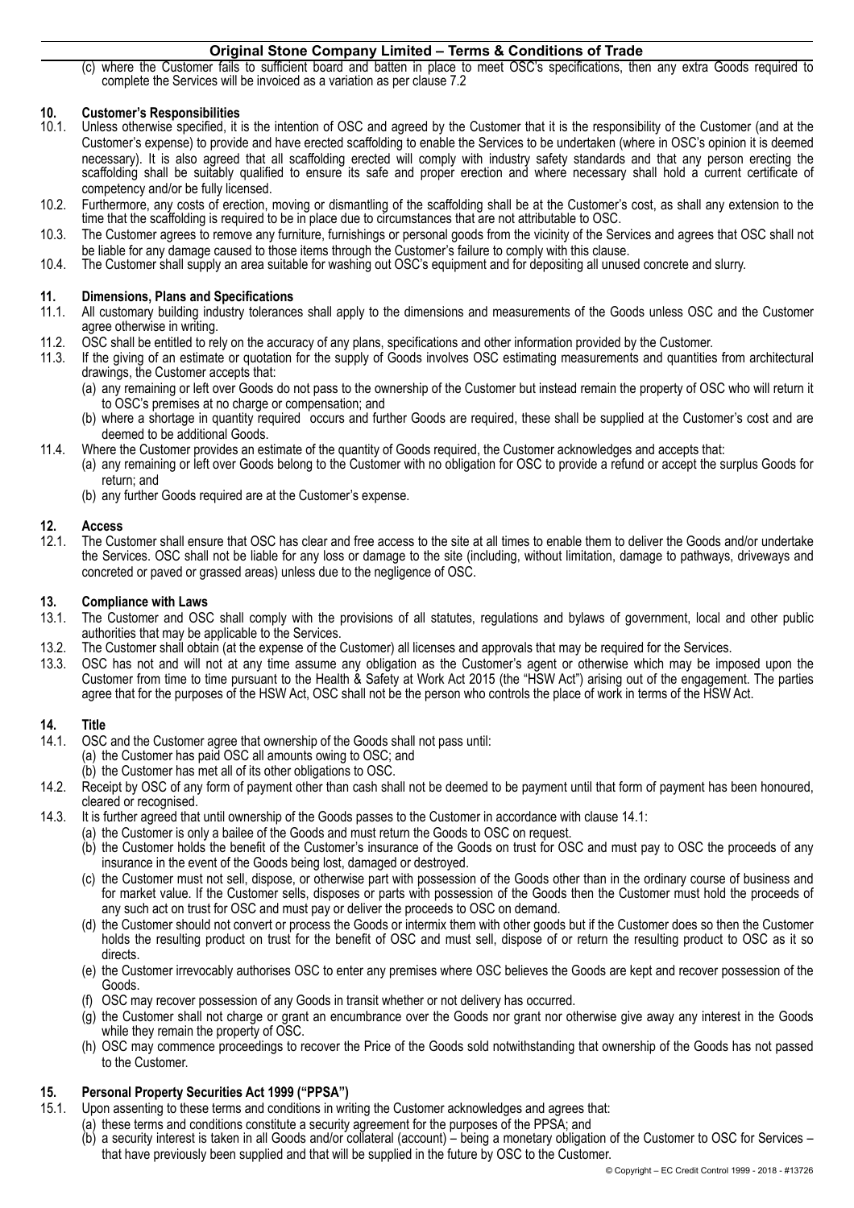(c) where the Customer fails to sufficient board and batten in place to meet OSC's specifications, then any extra Goods required to complete the Services will be invoiced as a variation as per clause 7.2

**10. Customer's Responsibilities**

10.1. Unless otherwise specified, it is the intention of OSC and agreed by the Customer that it is the responsibility of the Customer (and at the Customer's expense) to provide and have erected scaffolding to enable the Services to be undertaken (where in OSC's opinion it is deemed necessary). It is also agreed that all scaffolding erected will comply with industry safety standards and that any person erecting the scaffolding shall be suitably qualified to ensure its safe and proper erection and where necessary shall hold a current certificate of competency and/or be fully licensed.

10.2. Furthermore, any costs of erection, moving or dismantling of the scaffolding shall be at the Customer's cost, as shall any extension to the time that the scaffolding is required to be in place due to circumstances that are not attributable to OSC.

10.3. The Customer agrees to remove any furniture, furnishings or personal goods from the vicinity of the Services and agrees that OSC shall not be liable for any damage caused to those items through the Customer's failure to comply with this clause.

10.4. The Customer shall supply an area suitable for washing out OSC's equipment and for depositing all unused concrete and slurry.

**11. Dimensions, Plans and Specifications**

11.1. All customary building industry tolerances shall apply to the dimensions and measurements of the Goods unless OSC and the Customer agree otherwise in writing.

11.2. OSC shall be entitled to rely on the accuracy of any plans, specifications and other information provided by the Customer.

11.3. If the giving of an estimate or quotation for the supply of Goods involves OSC estimating measurements and quantities from architectural drawings, the Customer accepts that:

(a) any remaining or left over Goods do not pass to the ownership of the Customer but instead remain the property of OSC who will return it to OSC's premises at no charge or compensation; and

(b) where a shortage in quantity required occurs and further Goods are required, these shall be supplied at the Customer's cost and are deemed to be additional Goods.

11.4. Where the Customer provides an estimate of the quantity of Goods required, the Customer acknowledges and accepts that:

(a) any remaining or left over Goods belong to the Customer with no obligation for OSC to provide a refund or accept the surplus Goods for return; and

(b) any further Goods required are at the Customer's expense.

**12. Access**

12.1. The Customer shall ensure that OSC has clear and free access to the site at all times to enable them to deliver the Goods and/or undertake the Services. OSC shall not be liable for any loss or damage to the site (including, without limitation, damage to pathways, driveways and concreted or paved or grassed areas) unless due to the negligence of OSC.

**13. Compliance with Laws**

13.1. The Customer and OSC shall comply with the provisions of all statutes, regulations and bylaws of government, local and other public authorities that may be applicable to the Services.

13.2. The Customer shall obtain (at the expense of the Customer) all licenses and approvals that may be required for the Services.

13.3. OSC has not and will not at any time assume any obligation as the Customer's agent or otherwise which may be imposed upon the Customer from time to time pursuant to the Health & Safety at Work Act 2015 (the "HSW Act") arising out of the engagement. The parties agree that for the purposes of the HSW Act, OSC shall not be the person who controls the place of work in terms of the HSW Act.

**14. Title**

14.1. OSC and the Customer agree that ownership of the Goods shall not pass until:

(a) the Customer has paid OSC all amounts owing to OSC; and

(b) the Customer has met all of its other obligations to OSC.

14.2. Receipt by OSC of any form of payment other than cash shall not be deemed to be payment until that form of payment has been honoured, cleared or recognised.

14.3. It is further agreed that until ownership of the Goods passes to the Customer in accordance with clause 14.1:

(a) the Customer is only a bailee of the Goods and must return the Goods to OSC on request.

(b) the Customer holds the benefit of the Customer's insurance of the Goods on trust for OSC and must pay to OSC the proceeds of any insurance in the event of the Goods being lost, damaged or destroyed.

(c) the Customer must not sell, dispose, or otherwise part with possession of the Goods other than in the ordinary course of business and for market value. If the Customer sells, disposes or parts with possession of the Goods then the Customer must hold the proceeds of any such act on trust for OSC and must pay or deliver the proceeds to OSC on demand.

(d) the Customer should not convert or process the Goods or intermix them with other goods but if the Customer does so then the Customer holds the resulting product on trust for the benefit of OSC and must sell, dispose of or return the resulting product to OSC as it so directs.

(e) the Customer irrevocably authorises OSC to enter any premises where OSC believes the Goods are kept and recover possession of the Goods.

(f) OSC may recover possession of any Goods in transit whether or not delivery has occurred.

(g) the Customer shall not charge or grant an encumbrance over the Goods nor grant nor otherwise give away any interest in the Goods while they remain the property of OSC.

(h) OSC may commence proceedings to recover the Price of the Goods sold notwithstanding that ownership of the Goods has not passed to the Customer.

**15. Personal Property Securities Act 1999 ("PPSA")**

15.1. Upon assenting to these terms and conditions in writing the Customer acknowledges and agrees that:

(a) these terms and conditions constitute a security agreement for the purposes of the PPSA; and

(b) a security interest is taken in all Goods and/or collateral (account) – being a monetary obligation of the Customer to OSC for Services – that have previously been supplied and that will be supplied in the future by OSC to the Customer.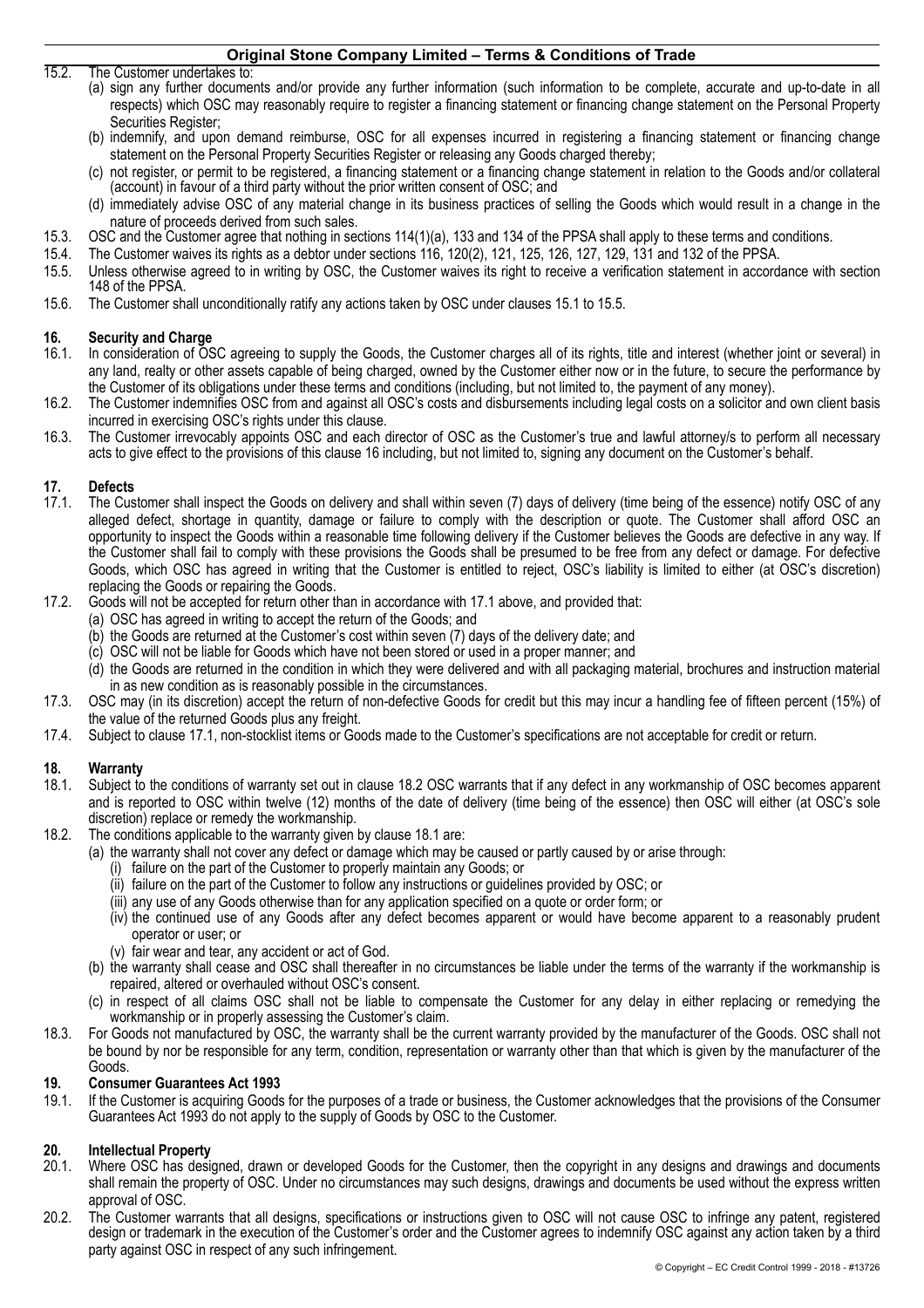15.2. The Customer undertakes to:

(a) sign any further documents and/or provide any further information (such information to be complete, accurate and up-to-date in all respects) which OSC may reasonably require to register a financing statement or financing change statement on the Personal Property Securities Register;

(b) indemnify, and upon demand reimburse, OSC for all expenses incurred in registering a financing statement or financing change statement on the Personal Property Securities Register or releasing any Goods charged thereby;

(c) not register, or permit to be registered, a financing statement or a financing change statement in relation to the Goods and/or collateral (account) in favour of a third party without the prior written consent of OSC; and

(d) immediately advise OSC of any material change in its business practices of selling the Goods which would result in a change in the nature of proceeds derived from such sales.

15.3. OSC and the Customer agree that nothing in sections 114(1)(a), 133 and 134 of the PPSA shall apply to these terms and conditions.

15.4. The Customer waives its rights as a debtor under sections 116, 120(2), 121, 125, 126, 127, 129, 131 and 132 of the PPSA.

15.5. Unless otherwise agreed to in writing by OSC, the Customer waives its right to receive a verification statement in accordance with section 148 of the PPSA.

15.6. The Customer shall unconditionally ratify any actions taken by OSC under clauses 15.1 to 15.5.

## 16. Security and Charge

16.1. In consideration of OSC agreeing to supply the Goods, the Customer charges all of its rights, title and interest (whether joint or several) in any land, realty or other assets capable of being charged, owned by the Customer either now or in the future, to secure the performance by the Customer of its obligations under these terms and conditions (including, but not limited to, the payment of any money).

16.2. The Customer indemnifies OSC from and against all OSC's costs and disbursements including legal costs on a solicitor and own client basis incurred in exercising OSC's rights under this clause.

16.3. The Customer irrevocably appoints OSC and each director of OSC as the Customer's true and lawful attorney/s to perform all necessary acts to give effect to the provisions of this clause 16 including, but not limited to, signing any document on the Customer's behalf.

## 17. Defects

17.1. The Customer shall inspect the Goods on delivery and shall within seven (7) days of delivery (time being of the essence) notify OSC of any alleged defect, shortage in quantity, damage or failure to comply with the description or quote. The Customer shall afford OSC an opportunity to inspect the Goods within a reasonable time following delivery if the Customer believes the Goods are defective in any way. If the Customer shall fail to comply with these provisions the Goods shall be presumed to be free from any defect or damage. For defective Goods, which OSC has agreed in writing that the Customer is entitled to reject, OSC's liability is limited to either (at OSC's discretion) replacing the Goods or repairing the Goods.

17.2. Goods will not be accepted for return other than in accordance with 17.1 above, and provided that:

(a) OSC has agreed in writing to accept the return of the Goods; and

(b) the Goods are returned at the Customer's cost within seven (7) days of the delivery date; and

(c) OSC will not be liable for Goods which have not been stored or used in a proper manner; and

(d) the Goods are returned in the condition in which they were delivered and with all packaging material, brochures and instruction material in as new condition as is reasonably possible in the circumstances.

17.3. OSC may (in its discretion) accept the return of non-defective Goods for credit but this may incur a handling fee of fifteen percent (15%) of the value of the returned Goods plus any freight.

17.4. Subject to clause 17.1, non-stocklist items or Goods made to the Customer's specifications are not acceptable for credit or return.

## 18. Warranty

18.1. Subject to the conditions of warranty set out in clause 18.2 OSC warrants that if any defect in any workmanship of OSC becomes apparent and is reported to OSC within twelve (12) months of the date of delivery (time being of the essence) then OSC will either (at OSC's sole discretion) replace or remedy the workmanship.

18.2. The conditions applicable to the warranty given by clause 18.1 are:

(a) the warranty shall not cover any defect or damage which may be caused or partly caused by or arise through:

(i) failure on the part of the Customer to properly maintain any Goods; or

(ii) failure on the part of the Customer to follow any instructions or guidelines provided by OSC; or

(iii) any use of any Goods otherwise than for any application specified on a quote or order form; or

(iv) the continued use of any Goods after any defect becomes apparent or would have become apparent to a reasonably prudent operator or user; or

(v) fair wear and tear, any accident or act of God.

(b) the warranty shall cease and OSC shall thereafter in no circumstances be liable under the terms of the warranty if the workmanship is repaired, altered or overhauled without OSC's consent.

(c) in respect of all claims OSC shall not be liable to compensate the Customer for any delay in either replacing or remedying the workmanship or in properly assessing the Customer's claim.

18.3. For Goods not manufactured by OSC, the warranty shall be the current warranty provided by the manufacturer of the Goods. OSC shall not be bound by nor be responsible for any term, condition, representation or warranty other than that which is given by the manufacturer of the Goods.

## 19. Consumer Guarantees Act 1993

19.1. If the Customer is acquiring Goods for the purposes of a trade or business, the Customer acknowledges that the provisions of the Consumer Guarantees Act 1993 do not apply to the supply of Goods by OSC to the Customer.

## 20. Intellectual Property

20.1. Where OSC has designed, drawn or developed Goods for the Customer, then the copyright in any designs and drawings and documents shall remain the property of OSC. Under no circumstances may such designs, drawings and documents be used without the express written approval of OSC.

20.2. The Customer warrants that all designs, specifications or instructions given to OSC will not cause OSC to infringe any patent, registered design or trademark in the execution of the Customer's order and the Customer agrees to indemnify OSC against any action taken by a third party against OSC in respect of any such infringement.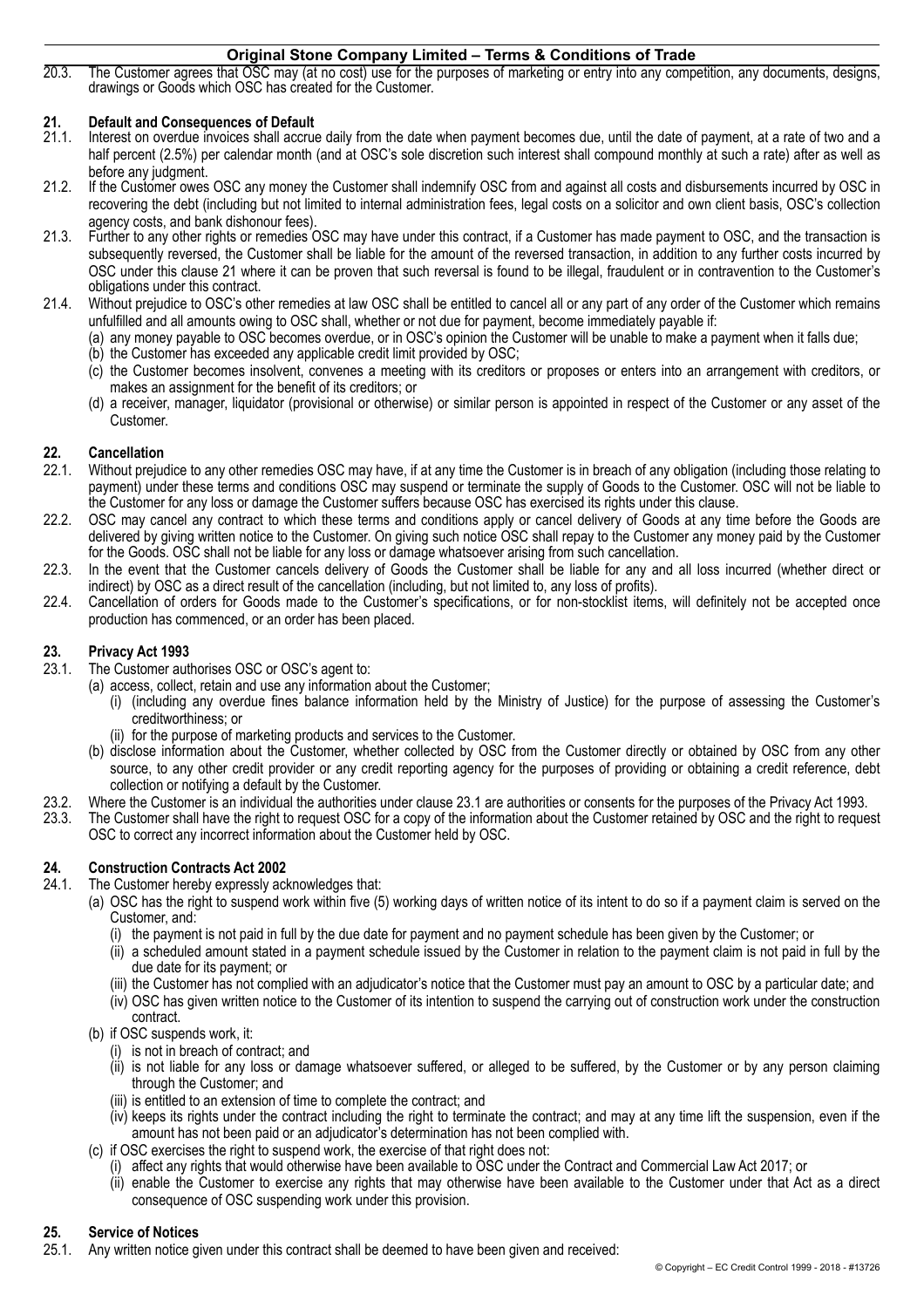20.3. The Customer agrees that OSC may (at no cost) use for the purposes of marketing or entry into any competition, any documents, designs, drawings or Goods which OSC has created for the Customer.

## 21. Default and Consequences of Default

21.1. Interest on overdue invoices shall accrue daily from the date when payment becomes due, until the date of payment, at a rate of two and a half percent (2.5%) per calendar month (and at OSC's sole discretion such interest shall compound monthly at such a rate) after as well as before any judgment.

21.2. If the Customer owes OSC any money the Customer shall indemnify OSC from and against all costs and disbursements incurred by OSC in recovering the debt (including but not limited to internal administration fees, legal costs on a solicitor and own client basis, OSC's collection agency costs, and bank dishonour fees).

21.3. Further to any other rights or remedies OSC may have under this contract, if a Customer has made payment to OSC, and the transaction is subsequently reversed, the Customer shall be liable for the amount of the reversed transaction, in addition to any further costs incurred by OSC under this clause 21 where it can be proven that such reversal is found to be illegal, fraudulent or in contravention to the Customer's obligations under this contract.

21.4. Without prejudice to OSC's other remedies at law OSC shall be entitled to cancel all or any part of any order of the Customer which remains unfulfilled and all amounts owing to OSC shall, whether or not due for payment, become immediately payable if:

(a) any money payable to OSC becomes overdue, or in OSC's opinion the Customer will be unable to make a payment when it falls due;
(b) the Customer has exceeded any applicable credit limit provided by OSC;
(c) the Customer becomes insolvent, convenes a meeting with its creditors or proposes or enters into an arrangement with creditors, or makes an assignment for the benefit of its creditors; or
(d) a receiver, manager, liquidator (provisional or otherwise) or similar person is appointed in respect of the Customer or any asset of the Customer.

## 22. Cancellation

22.1. Without prejudice to any other remedies OSC may have, if at any time the Customer is in breach of any obligation (including those relating to payment) under these terms and conditions OSC may suspend or terminate the supply of Goods to the Customer. OSC will not be liable to the Customer for any loss or damage the Customer suffers because OSC has exercised its rights under this clause.

22.2. OSC may cancel any contract to which these terms and conditions apply or cancel delivery of Goods at any time before the Goods are delivered by giving written notice to the Customer. On giving such notice OSC shall repay to the Customer any money paid by the Customer for the Goods. OSC shall not be liable for any loss or damage whatsoever arising from such cancellation.

22.3. In the event that the Customer cancels delivery of Goods the Customer shall be liable for any and all loss incurred (whether direct or indirect) by OSC as a direct result of the cancellation (including, but not limited to, any loss of profits).

22.4. Cancellation of orders for Goods made to the Customer's specifications, or for non-stocklist items, will definitely not be accepted once production has commenced, or an order has been placed.

## 23. Privacy Act 1993

23.1. The Customer authorises OSC or OSC's agent to:

(a) access, collect, retain and use any information about the Customer;
   (i) (including any overdue fines balance information held by the Ministry of Justice) for the purpose of assessing the Customer's creditworthiness; or
   (ii) for the purpose of marketing products and services to the Customer.
(b) disclose information about the Customer, whether collected by OSC from the Customer directly or obtained by OSC from any other source, to any other credit provider or any credit reporting agency for the purposes of providing or obtaining a credit reference, debt collection or notifying a default by the Customer.

23.2. Where the Customer is an individual the authorities under clause 23.1 are authorities or consents for the purposes of the Privacy Act 1993.

23.3. The Customer shall have the right to request OSC for a copy of the information about the Customer retained by OSC and the right to request OSC to correct any incorrect information about the Customer held by OSC.

## 24. Construction Contracts Act 2002

24.1. The Customer hereby expressly acknowledges that:

(a) OSC has the right to suspend work within five (5) working days of written notice of its intent to do so if a payment claim is served on the Customer, and:
   (i) the payment is not paid in full by the due date for payment and no payment schedule has been given by the Customer; or
   (ii) a scheduled amount stated in a payment schedule issued by the Customer in relation to the payment claim is not paid in full by the due date for its payment; or
   (iii) the Customer has not complied with an adjudicator's notice that the Customer must pay an amount to OSC by a particular date; and
   (iv) OSC has given written notice to the Customer of its intention to suspend the carrying out of construction work under the construction contract.
(b) if OSC suspends work, it:
   (i) is not in breach of contract; and
   (ii) is not liable for any loss or damage whatsoever suffered, or alleged to be suffered, by the Customer or by any person claiming through the Customer; and
   (iii) is entitled to an extension of time to complete the contract; and
   (iv) keeps its rights under the contract including the right to terminate the contract; and may at any time lift the suspension, even if the amount has not been paid or an adjudicator's determination has not been complied with.
(c) if OSC exercises the right to suspend work, the exercise of that right does not:
   (i) affect any rights that would otherwise have been available to OSC under the Contract and Commercial Law Act 2017; or
   (ii) enable the Customer to exercise any rights that may otherwise have been available to the Customer under that Act as a direct consequence of OSC suspending work under this provision.

## 25. Service of Notices

25.1. Any written notice given under this contract shall be deemed to have been given and received: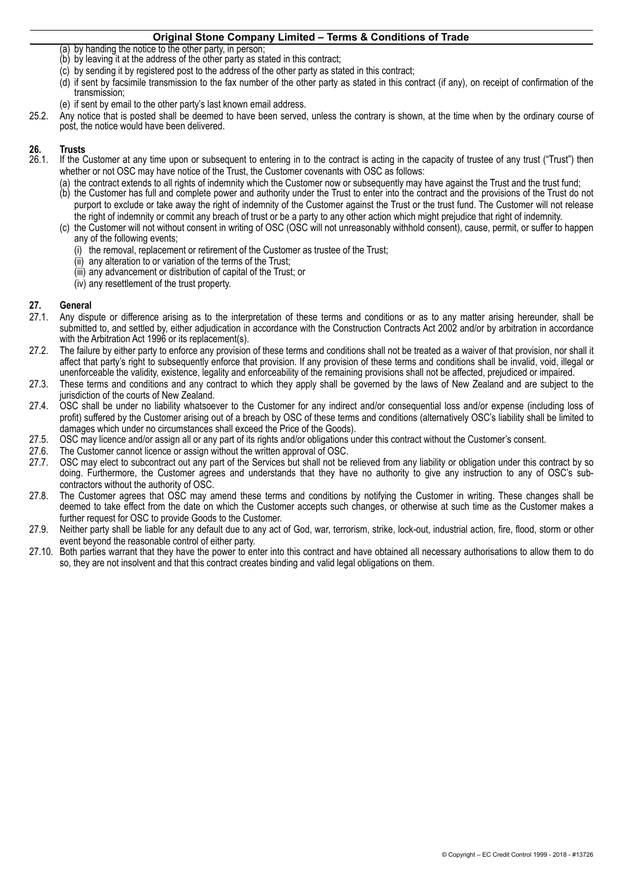(a) by handing the notice to the other party, in person;
(b) by leaving it at the address of the other party as stated in this contract;
(c) by sending it by registered post to the address of the other party as stated in this contract;
(d) if sent by facsimile transmission to the fax number of the other party as stated in this contract (if any), on receipt of confirmation of the transmission;
(e) if sent by email to the other party's last known email address.

25.2. Any notice that is posted shall be deemed to have been served, unless the contrary is shown, at the time when by the ordinary course of post, the notice would have been delivered.

## 26. Trusts

26.1. If the Customer at any time upon or subsequent to entering in to the contract is acting in the capacity of trustee of any trust ("Trust") then whether or not OSC may have notice of the Trust, the Customer covenants with OSC as follows:
(a) the contract extends to all rights of indemnity which the Customer now or subsequently may have against the Trust and the trust fund;
(b) the Customer has full and complete power and authority under the Trust to enter into the contract and the provisions of the Trust do not purport to exclude or take away the right of indemnity of the Customer against the Trust or the trust fund. The Customer will not release the right of indemnity or commit any breach of trust or be a party to any other action which might prejudice that right of indemnity.
(c) the Customer will not without consent in writing of OSC (OSC will not unreasonably withhold consent), cause, permit, or suffer to happen any of the following events;
(i) the removal, replacement or retirement of the Customer as trustee of the Trust;
(ii) any alteration to or variation of the terms of the Trust;
(iii) any advancement or distribution of capital of the Trust; or
(iv) any resettlement of the trust property.

## 27. General

27.1. Any dispute or difference arising as to the interpretation of these terms and conditions or as to any matter arising hereunder, shall be submitted to, and settled by, either adjudication in accordance with the Construction Contracts Act 2002 and/or by arbitration in accordance with the Arbitration Act 1996 or its replacement(s).

27.2. The failure by either party to enforce any provision of these terms and conditions shall not be treated as a waiver of that provision, nor shall it affect that party's right to subsequently enforce that provision. If any provision of these terms and conditions shall be invalid, void, illegal or unenforceable the validity, existence, legality and enforceability of the remaining provisions shall not be affected, prejudiced or impaired.

27.3. These terms and conditions and any contract to which they apply shall be governed by the laws of New Zealand and are subject to the jurisdiction of the courts of New Zealand.

27.4. OSC shall be under no liability whatsoever to the Customer for any indirect and/or consequential loss and/or expense (including loss of profit) suffered by the Customer arising out of a breach by OSC of these terms and conditions (alternatively OSC's liability shall be limited to damages which under no circumstances shall exceed the Price of the Goods).

27.5. OSC may licence and/or assign all or any part of its rights and/or obligations under this contract without the Customer's consent.

27.6. The Customer cannot licence or assign without the written approval of OSC.

27.7. OSC may elect to subcontract out any part of the Services but shall not be relieved from any liability or obligation under this contract by so doing. Furthermore, the Customer agrees and understands that they have no authority to give any instruction to any of OSC's sub-contractors without the authority of OSC.

27.8. The Customer agrees that OSC may amend these terms and conditions by notifying the Customer in writing. These changes shall be deemed to take effect from the date on which the Customer accepts such changes, or otherwise at such time as the Customer makes a further request for OSC to provide Goods to the Customer.

27.9. Neither party shall be liable for any default due to any act of God, war, terrorism, strike, lock-out, industrial action, fire, flood, storm or other event beyond the reasonable control of either party.

27.10. Both parties warrant that they have the power to enter into this contract and have obtained all necessary authorisations to allow them to do so, they are not insolvent and that this contract creates binding and valid legal obligations on them.